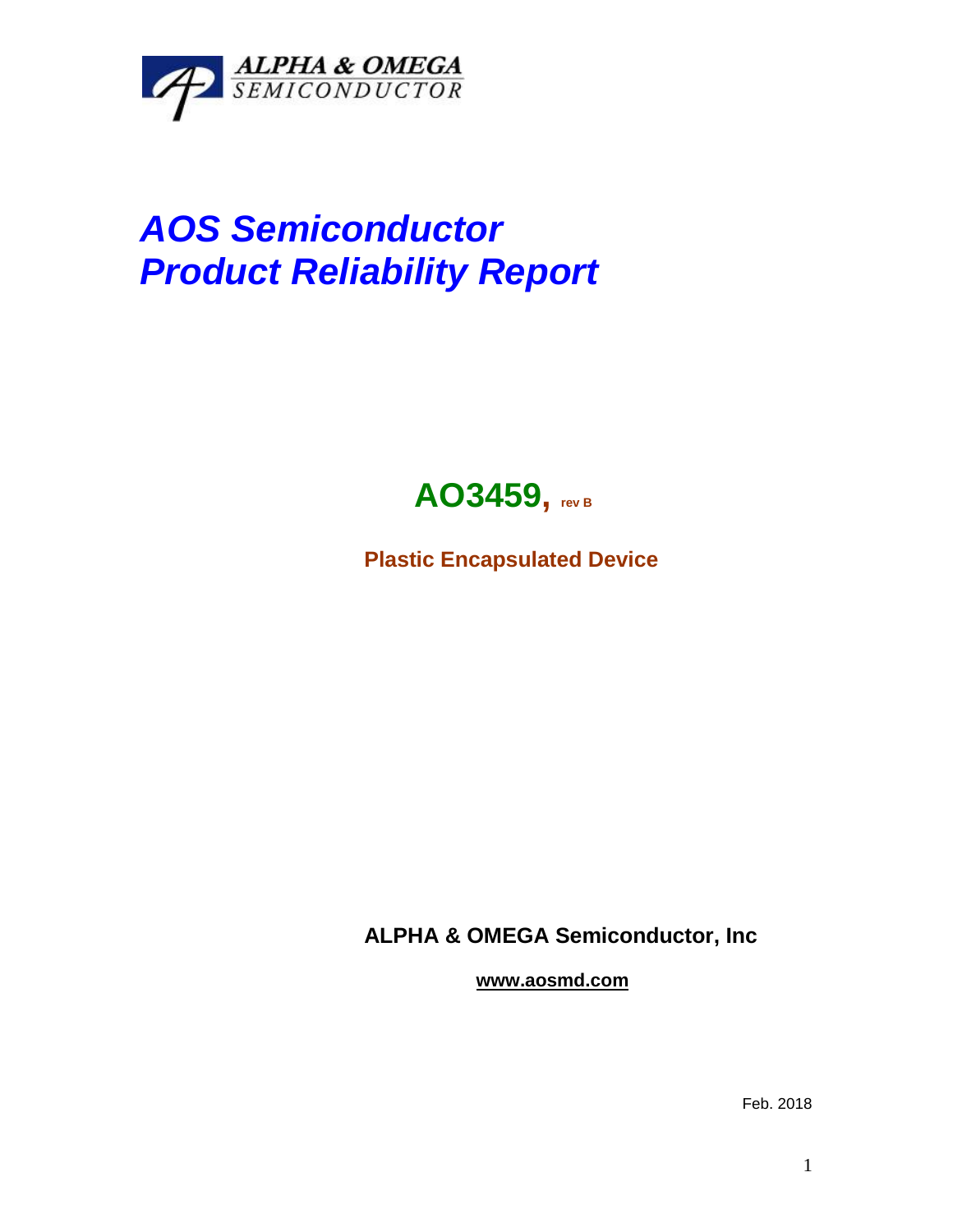ALPHA & OMEGA
SEMICONDUCTOR

# *AOS Semiconductor*
# *Product Reliability Report*

## AO3459, rev B

**Plastic Encapsulated Device**

**ALPHA & OMEGA Semiconductor, Inc**

**www.aosmd.com**

Feb. 2018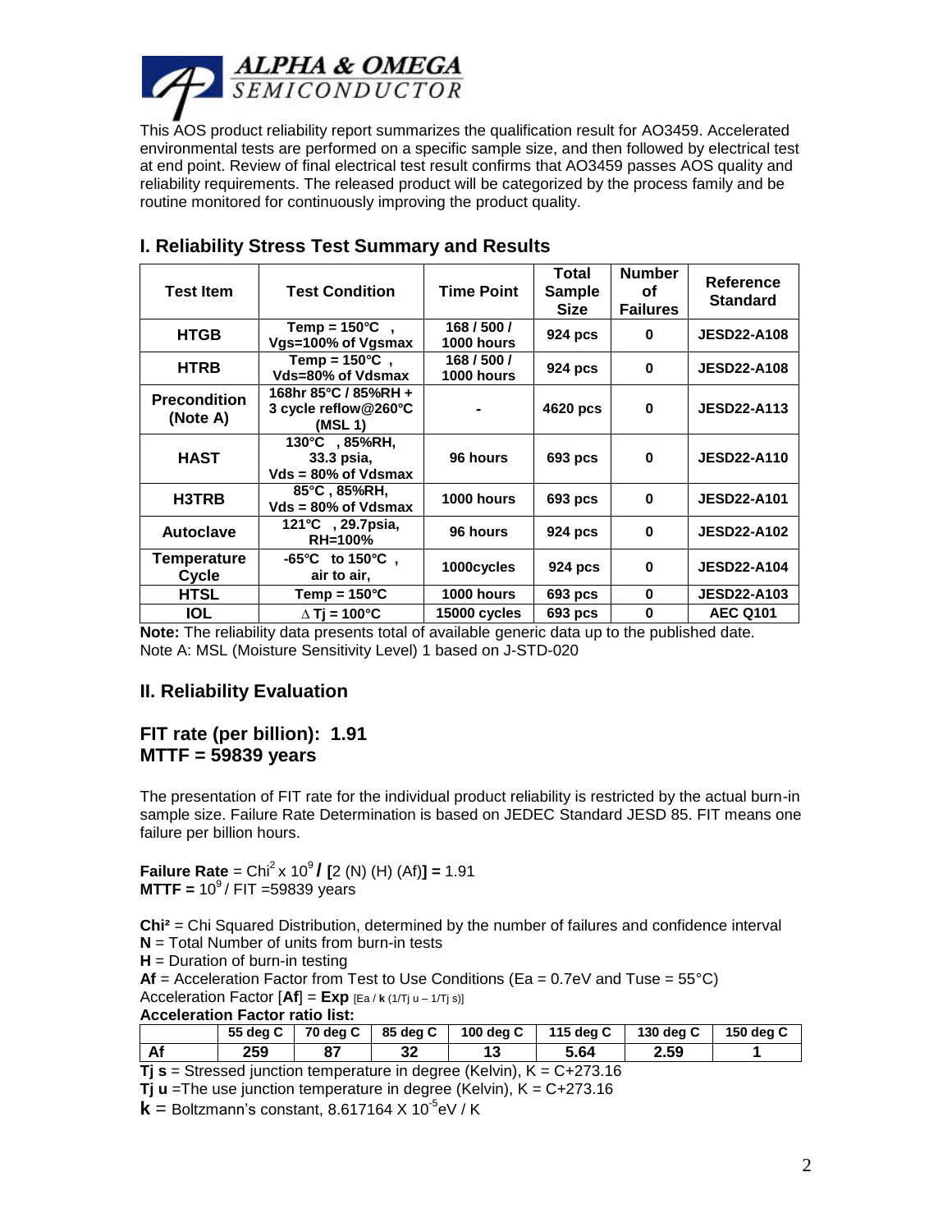ALPHA & OMEGA SEMICONDUCTOR

This AOS product reliability report summarizes the qualification result for AO3459. Accelerated environmental tests are performed on a specific sample size, and then followed by electrical test at end point. Review of final electrical test result confirms that AO3459 passes AOS quality and reliability requirements. The released product will be categorized by the process family and be routine monitored for continuously improving the product quality.

## I. Reliability Stress Test Summary and Results

| Test Item | Test Condition | Time Point | Total Sample Size | Number of Failures | Reference Standard |
|---|---|---|---|---|---|
| **HTGB** | **Temp = 150°C , Vgs=100% of Vgsmax** | **168 / 500 / 1000 hours** | **924 pcs** | **0** | **JESD22-A108** |
| **HTRB** | **Temp = 150°C , Vds=80% of Vdsmax** | **168 / 500 / 1000 hours** | **924 pcs** | **0** | **JESD22-A108** |
| **Precondition (Note A)** | **168hr 85°C / 85%RH + 3 cycle reflow@260°C (MSL 1)** | **-** | **4620 pcs** | **0** | **JESD22-A113** |
| **HAST** | **130°C , 85%RH, 33.3 psia, Vds = 80% of Vdsmax** | **96 hours** | **693 pcs** | **0** | **JESD22-A110** |
| **H3TRB** | **85°C , 85%RH, Vds = 80% of Vdsmax** | **1000 hours** | **693 pcs** | **0** | **JESD22-A101** |
| **Autoclave** | **121°C , 29.7psia, RH=100%** | **96 hours** | **924 pcs** | **0** | **JESD22-A102** |
| **Temperature Cycle** | **-65°C to 150°C , air to air,** | **1000cycles** | **924 pcs** | **0** | **JESD22-A104** |
| **HTSL** | **Temp = 150°C** | **1000 hours** | **693 pcs** | **0** | **JESD22-A103** |
| **IOL** | **$\Delta$ Tj = 100°C** | **15000 cycles** | **693 pcs** | **0** | **AEC Q101** |

**Note:** The reliability data presents total of available generic data up to the published date.
Note A: MSL (Moisture Sensitivity Level) 1 based on J-STD-020

## II. Reliability Evaluation

### FIT rate (per billion): 1.91
### MTTF = 59839 years

The presentation of FIT rate for the individual product reliability is restricted by the actual burn-in sample size. Failure Rate Determination is based on JEDEC Standard JESD 85. FIT means one failure per billion hours.

**Failure Rate** = $\text{Chi}^2 \times 10^9$ **/ [**2 (N) (H) (Af)**] =** 1.91
**MTTF =** $10^9$ / FIT =59839 years

**Chi²** = Chi Squared Distribution, determined by the number of failures and confidence interval
**N** = Total Number of units from burn-in tests
**H** = Duration of burn-in testing
**Af** = Acceleration Factor from Test to Use Conditions (Ea = 0.7eV and Tuse = 55°C)
Acceleration Factor [**Af**] = **Exp** [Ea / **k** (1/Tj u – 1/Tj s)]

**Acceleration Factor ratio list:**

| | 55 deg C | 70 deg C | 85 deg C | 100 deg C | 115 deg C | 130 deg C | 150 deg C |
|---|---|---|---|---|---|---|---|
| **Af** | **259** | **87** | **32** | **13** | **5.64** | **2.59** | **1** |

**Tj s** = Stressed junction temperature in degree (Kelvin), K = C+273.16
**Tj u** =The use junction temperature in degree (Kelvin), K = C+273.16
**k** = Boltzmann's constant, $8.617164 \times 10^{-5}$eV / K